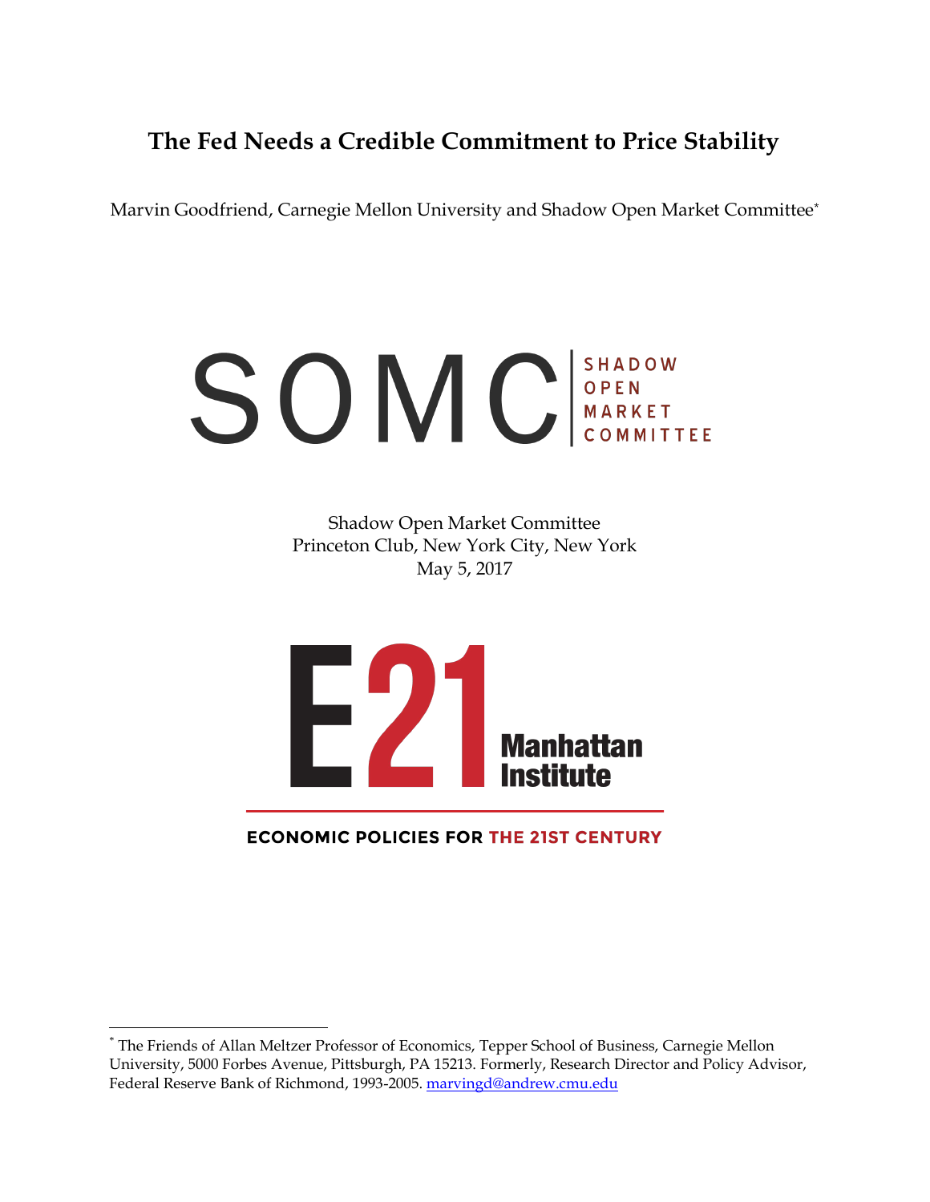# The Fed Needs a Credible Commitment to Price Stability

Marvin Goodfriend, Carnegie Mellon University and Shadow Open Market Committee*

SOMC | SHADOW OPEN MARKET COMMITTEE

Shadow Open Market Committee
Princeton Club, New York City, New York
May 5, 2017

E21 Manhattan Institute

ECONOMIC POLICIES FOR THE 21ST CENTURY

---

* The Friends of Allan Meltzer Professor of Economics, Tepper School of Business, Carnegie Mellon University, 5000 Forbes Avenue, Pittsburgh, PA 15213. Formerly, Research Director and Policy Advisor, Federal Reserve Bank of Richmond, 1993-2005. marvingd@andrew.cmu.edu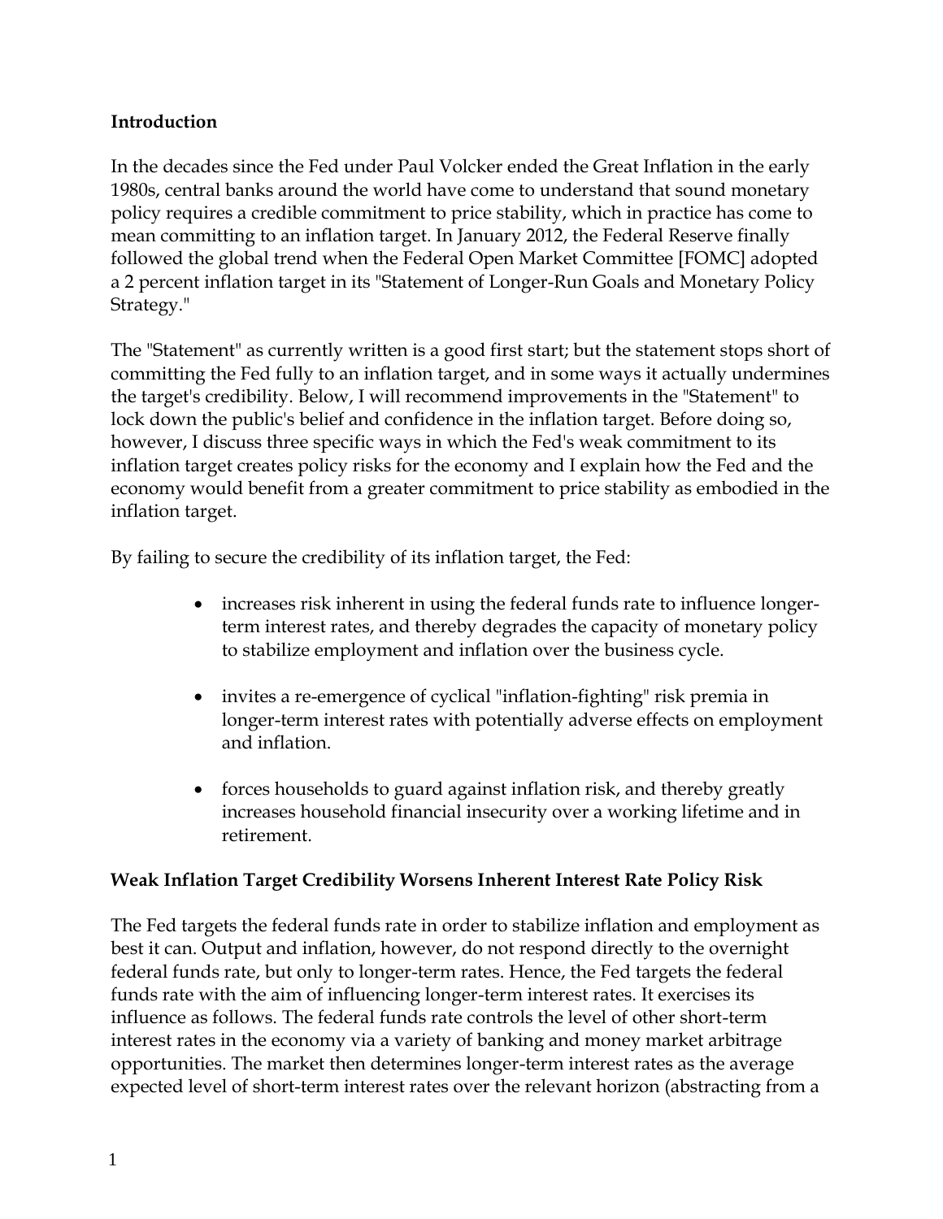**Introduction**

In the decades since the Fed under Paul Volcker ended the Great Inflation in the early 1980s, central banks around the world have come to understand that sound monetary policy requires a credible commitment to price stability, which in practice has come to mean committing to an inflation target. In January 2012, the Federal Reserve finally followed the global trend when the Federal Open Market Committee [FOMC] adopted a 2 percent inflation target in its "Statement of Longer-Run Goals and Monetary Policy Strategy."

The "Statement" as currently written is a good first start; but the statement stops short of committing the Fed fully to an inflation target, and in some ways it actually undermines the target's credibility. Below, I will recommend improvements in the "Statement" to lock down the public's belief and confidence in the inflation target. Before doing so, however, I discuss three specific ways in which the Fed's weak commitment to its inflation target creates policy risks for the economy and I explain how the Fed and the economy would benefit from a greater commitment to price stability as embodied in the inflation target.

By failing to secure the credibility of its inflation target, the Fed:

- increases risk inherent in using the federal funds rate to influence longer-term interest rates, and thereby degrades the capacity of monetary policy to stabilize employment and inflation over the business cycle.
- invites a re-emergence of cyclical "inflation-fighting" risk premia in longer-term interest rates with potentially adverse effects on employment and inflation.
- forces households to guard against inflation risk, and thereby greatly increases household financial insecurity over a working lifetime and in retirement.

**Weak Inflation Target Credibility Worsens Inherent Interest Rate Policy Risk**

The Fed targets the federal funds rate in order to stabilize inflation and employment as best it can. Output and inflation, however, do not respond directly to the overnight federal funds rate, but only to longer-term rates. Hence, the Fed targets the federal funds rate with the aim of influencing longer-term interest rates. It exercises its influence as follows. The federal funds rate controls the level of other short-term interest rates in the economy via a variety of banking and money market arbitrage opportunities. The market then determines longer-term interest rates as the average expected level of short-term interest rates over the relevant horizon (abstracting from a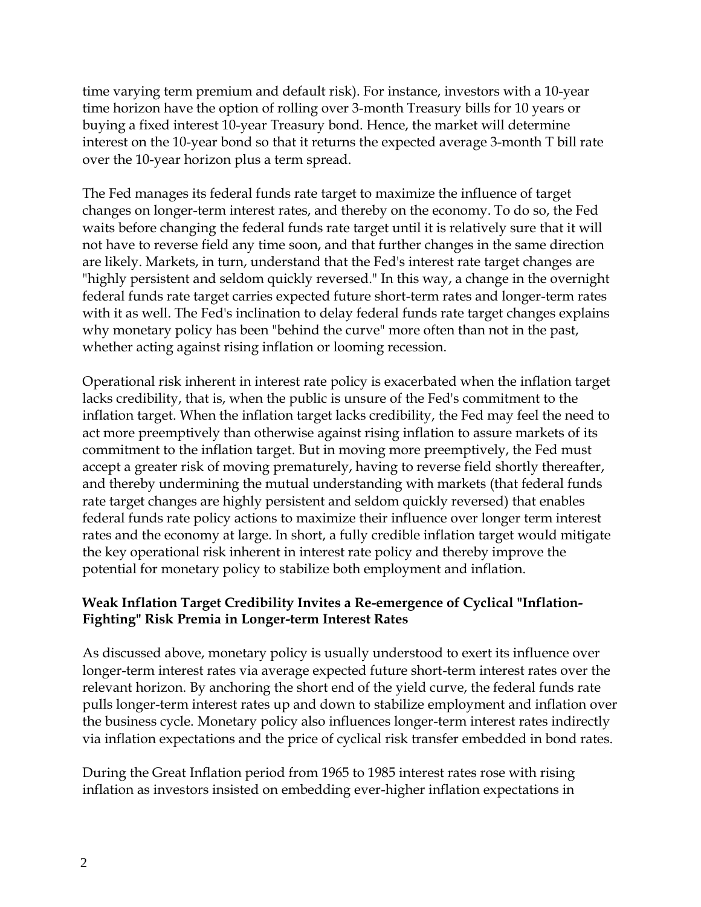time varying term premium and default risk). For instance, investors with a 10-year time horizon have the option of rolling over 3-month Treasury bills for 10 years or buying a fixed interest 10-year Treasury bond. Hence, the market will determine interest on the 10-year bond so that it returns the expected average 3-month T bill rate over the 10-year horizon plus a term spread.

The Fed manages its federal funds rate target to maximize the influence of target changes on longer-term interest rates, and thereby on the economy. To do so, the Fed waits before changing the federal funds rate target until it is relatively sure that it will not have to reverse field any time soon, and that further changes in the same direction are likely. Markets, in turn, understand that the Fed's interest rate target changes are "highly persistent and seldom quickly reversed." In this way, a change in the overnight federal funds rate target carries expected future short-term rates and longer-term rates with it as well. The Fed's inclination to delay federal funds rate target changes explains why monetary policy has been "behind the curve" more often than not in the past, whether acting against rising inflation or looming recession.

Operational risk inherent in interest rate policy is exacerbated when the inflation target lacks credibility, that is, when the public is unsure of the Fed's commitment to the inflation target. When the inflation target lacks credibility, the Fed may feel the need to act more preemptively than otherwise against rising inflation to assure markets of its commitment to the inflation target. But in moving more preemptively, the Fed must accept a greater risk of moving prematurely, having to reverse field shortly thereafter, and thereby undermining the mutual understanding with markets (that federal funds rate target changes are highly persistent and seldom quickly reversed) that enables federal funds rate policy actions to maximize their influence over longer term interest rates and the economy at large. In short, a fully credible inflation target would mitigate the key operational risk inherent in interest rate policy and thereby improve the potential for monetary policy to stabilize both employment and inflation.

### Weak Inflation Target Credibility Invites a Re-emergence of Cyclical "Inflation-Fighting" Risk Premia in Longer-term Interest Rates

As discussed above, monetary policy is usually understood to exert its influence over longer-term interest rates via average expected future short-term interest rates over the relevant horizon. By anchoring the short end of the yield curve, the federal funds rate pulls longer-term interest rates up and down to stabilize employment and inflation over the business cycle. Monetary policy also influences longer-term interest rates indirectly via inflation expectations and the price of cyclical risk transfer embedded in bond rates.

During the Great Inflation period from 1965 to 1985 interest rates rose with rising inflation as investors insisted on embedding ever-higher inflation expectations in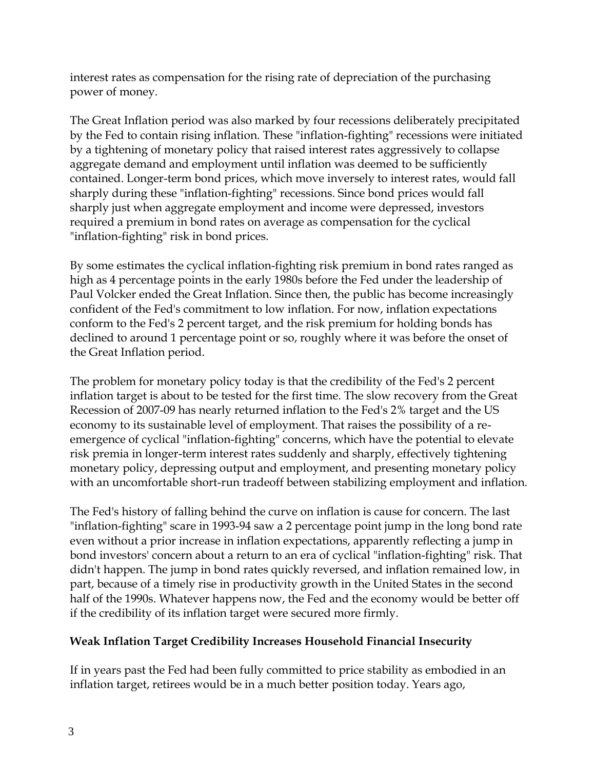interest rates as compensation for the rising rate of depreciation of the purchasing power of money.

The Great Inflation period was also marked by four recessions deliberately precipitated by the Fed to contain rising inflation. These "inflation-fighting" recessions were initiated by a tightening of monetary policy that raised interest rates aggressively to collapse aggregate demand and employment until inflation was deemed to be sufficiently contained. Longer-term bond prices, which move inversely to interest rates, would fall sharply during these "inflation-fighting" recessions. Since bond prices would fall sharply just when aggregate employment and income were depressed, investors required a premium in bond rates on average as compensation for the cyclical "inflation-fighting" risk in bond prices.

By some estimates the cyclical inflation-fighting risk premium in bond rates ranged as high as 4 percentage points in the early 1980s before the Fed under the leadership of Paul Volcker ended the Great Inflation. Since then, the public has become increasingly confident of the Fed's commitment to low inflation. For now, inflation expectations conform to the Fed's 2 percent target, and the risk premium for holding bonds has declined to around 1 percentage point or so, roughly where it was before the onset of the Great Inflation period.

The problem for monetary policy today is that the credibility of the Fed's 2 percent inflation target is about to be tested for the first time. The slow recovery from the Great Recession of 2007-09 has nearly returned inflation to the Fed's 2% target and the US economy to its sustainable level of employment. That raises the possibility of a re-emergence of cyclical "inflation-fighting" concerns, which have the potential to elevate risk premia in longer-term interest rates suddenly and sharply, effectively tightening monetary policy, depressing output and employment, and presenting monetary policy with an uncomfortable short-run tradeoff between stabilizing employment and inflation.

The Fed's history of falling behind the curve on inflation is cause for concern. The last "inflation-fighting" scare in 1993-94 saw a 2 percentage point jump in the long bond rate even without a prior increase in inflation expectations, apparently reflecting a jump in bond investors' concern about a return to an era of cyclical "inflation-fighting" risk. That didn't happen. The jump in bond rates quickly reversed, and inflation remained low, in part, because of a timely rise in productivity growth in the United States in the second half of the 1990s. Whatever happens now, the Fed and the economy would be better off if the credibility of its inflation target were secured more firmly.

**Weak Inflation Target Credibility Increases Household Financial Insecurity**

If in years past the Fed had been fully committed to price stability as embodied in an inflation target, retirees would be in a much better position today. Years ago,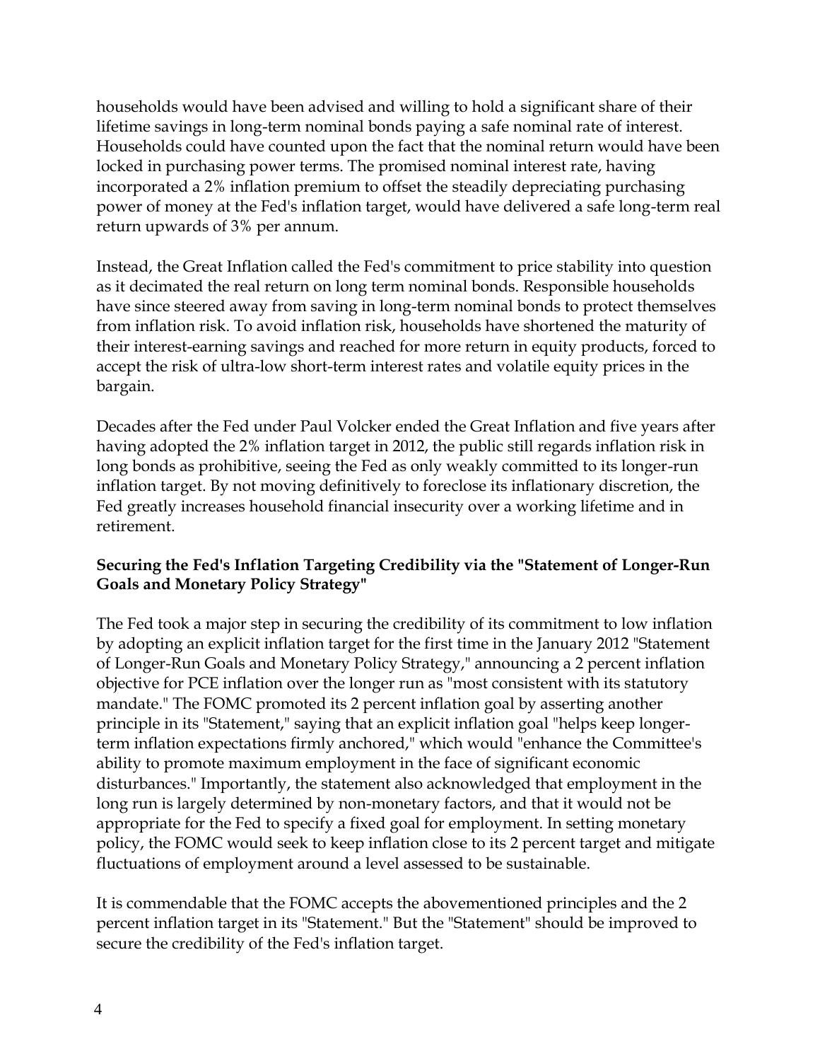households would have been advised and willing to hold a significant share of their lifetime savings in long-term nominal bonds paying a safe nominal rate of interest. Households could have counted upon the fact that the nominal return would have been locked in purchasing power terms. The promised nominal interest rate, having incorporated a 2% inflation premium to offset the steadily depreciating purchasing power of money at the Fed's inflation target, would have delivered a safe long-term real return upwards of 3% per annum.

Instead, the Great Inflation called the Fed's commitment to price stability into question as it decimated the real return on long term nominal bonds. Responsible households have since steered away from saving in long-term nominal bonds to protect themselves from inflation risk. To avoid inflation risk, households have shortened the maturity of their interest-earning savings and reached for more return in equity products, forced to accept the risk of ultra-low short-term interest rates and volatile equity prices in the bargain.

Decades after the Fed under Paul Volcker ended the Great Inflation and five years after having adopted the 2% inflation target in 2012, the public still regards inflation risk in long bonds as prohibitive, seeing the Fed as only weakly committed to its longer-run inflation target. By not moving definitively to foreclose its inflationary discretion, the Fed greatly increases household financial insecurity over a working lifetime and in retirement.

**Securing the Fed's Inflation Targeting Credibility via the "Statement of Longer-Run Goals and Monetary Policy Strategy"**

The Fed took a major step in securing the credibility of its commitment to low inflation by adopting an explicit inflation target for the first time in the January 2012 "Statement of Longer-Run Goals and Monetary Policy Strategy," announcing a 2 percent inflation objective for PCE inflation over the longer run as "most consistent with its statutory mandate." The FOMC promoted its 2 percent inflation goal by asserting another principle in its "Statement," saying that an explicit inflation goal "helps keep longer-term inflation expectations firmly anchored," which would "enhance the Committee's ability to promote maximum employment in the face of significant economic disturbances." Importantly, the statement also acknowledged that employment in the long run is largely determined by non-monetary factors, and that it would not be appropriate for the Fed to specify a fixed goal for employment. In setting monetary policy, the FOMC would seek to keep inflation close to its 2 percent target and mitigate fluctuations of employment around a level assessed to be sustainable.

It is commendable that the FOMC accepts the abovementioned principles and the 2 percent inflation target in its "Statement." But the "Statement" should be improved to secure the credibility of the Fed's inflation target.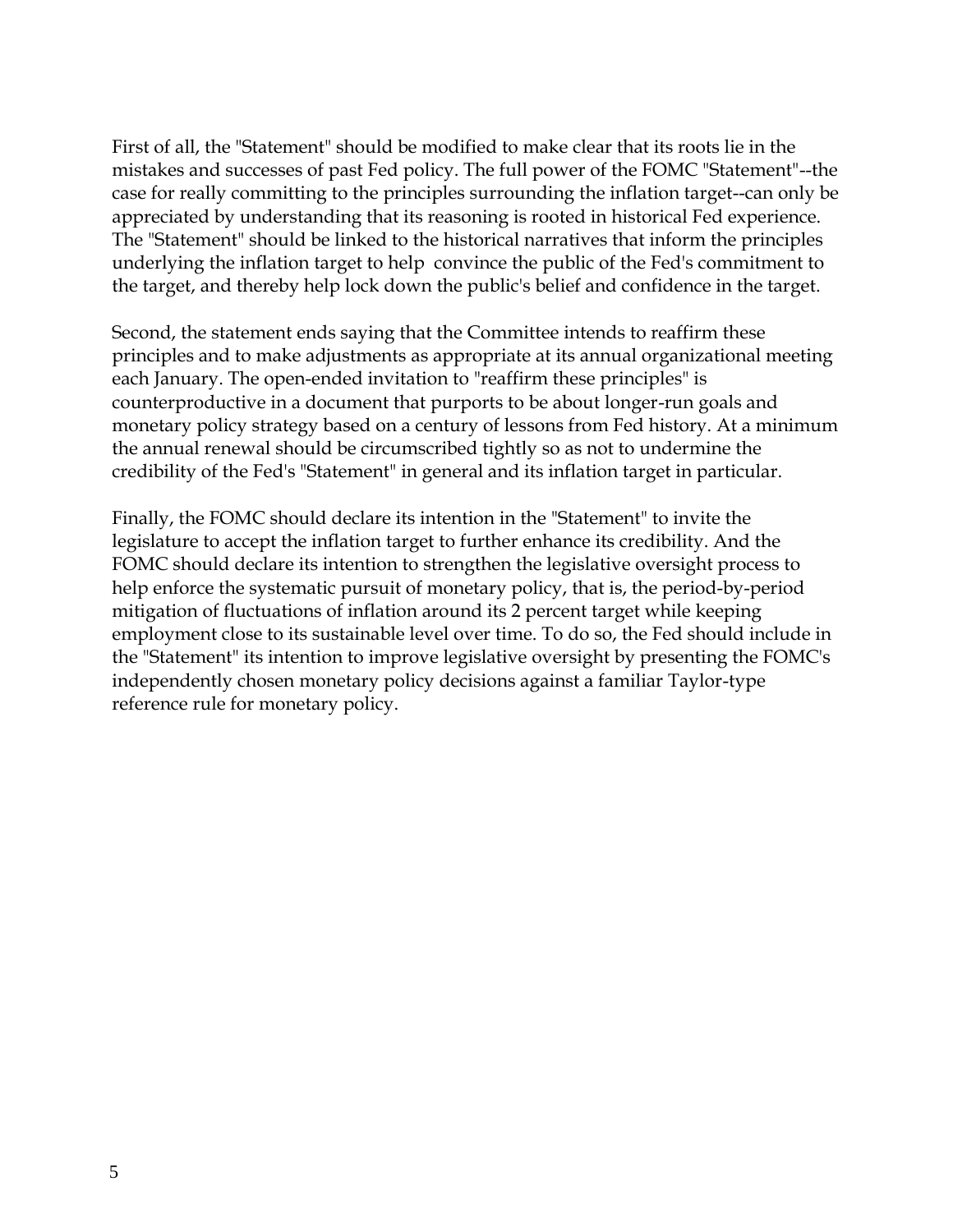First of all, the "Statement" should be modified to make clear that its roots lie in the mistakes and successes of past Fed policy. The full power of the FOMC "Statement"--the case for really committing to the principles surrounding the inflation target--can only be appreciated by understanding that its reasoning is rooted in historical Fed experience. The "Statement" should be linked to the historical narratives that inform the principles underlying the inflation target to help convince the public of the Fed's commitment to the target, and thereby help lock down the public's belief and confidence in the target.

Second, the statement ends saying that the Committee intends to reaffirm these principles and to make adjustments as appropriate at its annual organizational meeting each January. The open-ended invitation to "reaffirm these principles" is counterproductive in a document that purports to be about longer-run goals and monetary policy strategy based on a century of lessons from Fed history. At a minimum the annual renewal should be circumscribed tightly so as not to undermine the credibility of the Fed's "Statement" in general and its inflation target in particular.

Finally, the FOMC should declare its intention in the "Statement" to invite the legislature to accept the inflation target to further enhance its credibility. And the FOMC should declare its intention to strengthen the legislative oversight process to help enforce the systematic pursuit of monetary policy, that is, the period-by-period mitigation of fluctuations of inflation around its 2 percent target while keeping employment close to its sustainable level over time. To do so, the Fed should include in the "Statement" its intention to improve legislative oversight by presenting the FOMC's independently chosen monetary policy decisions against a familiar Taylor-type reference rule for monetary policy.